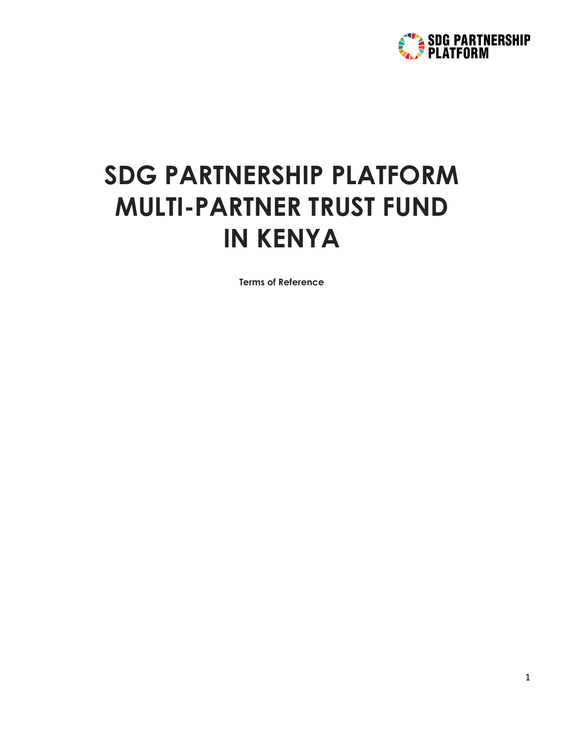SDG PARTNERSHIP PLATFORM

# SDG PARTNERSHIP PLATFORM MULTI-PARTNER TRUST FUND IN KENYA

**Terms of Reference**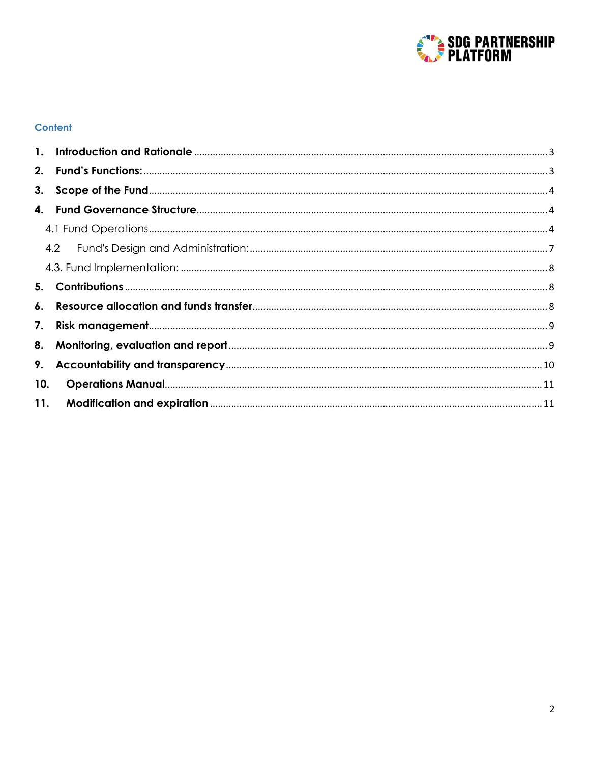## Content

1. **Introduction and Rationale** .......... 3
2. **Fund's Functions:** .......... 3
3. **Scope of the Fund** .......... 4
4. **Fund Governance Structure** .......... 4
   - 4.1 Fund Operations .......... 4
   - 4.2 Fund's Design and Administration: .......... 7
   - 4.3. Fund Implementation: .......... 8
5. **Contributions** .......... 8
6. **Resource allocation and funds transfer** .......... 8
7. **Risk management** .......... 9
8. **Monitoring, evaluation and report** .......... 9
9. **Accountability and transparency** .......... 10
10. **Operations Manual** .......... 11
11. **Modification and expiration** .......... 11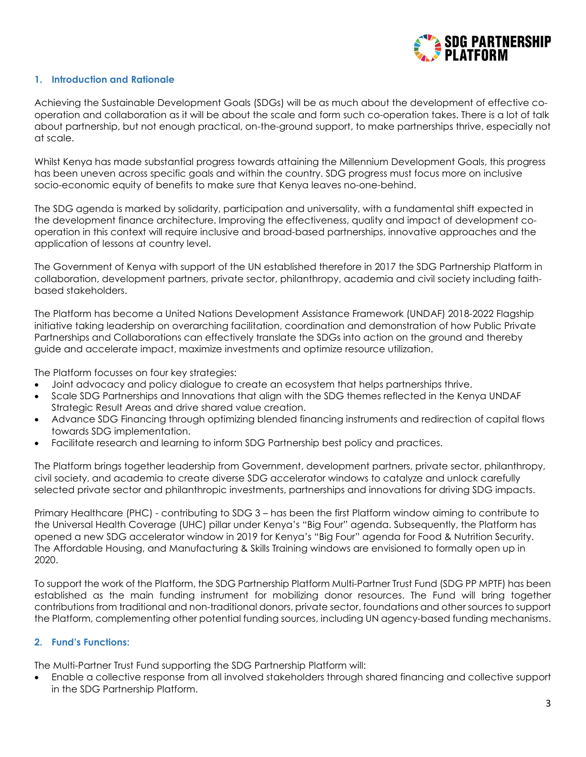## 1. Introduction and Rationale

Achieving the Sustainable Development Goals (SDGs) will be as much about the development of effective co-operation and collaboration as it will be about the scale and form such co-operation takes. There is a lot of talk about partnership, but not enough practical, on-the-ground support, to make partnerships thrive, especially not at scale.

Whilst Kenya has made substantial progress towards attaining the Millennium Development Goals, this progress has been uneven across specific goals and within the country. SDG progress must focus more on inclusive socio-economic equity of benefits to make sure that Kenya leaves no-one-behind.

The SDG agenda is marked by solidarity, participation and universality, with a fundamental shift expected in the development finance architecture. Improving the effectiveness, quality and impact of development co-operation in this context will require inclusive and broad-based partnerships, innovative approaches and the application of lessons at country level.

The Government of Kenya with support of the UN established therefore in 2017 the SDG Partnership Platform in collaboration, development partners, private sector, philanthropy, academia and civil society including faith-based stakeholders.

The Platform has become a United Nations Development Assistance Framework (UNDAF) 2018-2022 Flagship initiative taking leadership on overarching facilitation, coordination and demonstration of how Public Private Partnerships and Collaborations can effectively translate the SDGs into action on the ground and thereby guide and accelerate impact, maximize investments and optimize resource utilization.

The Platform focusses on four key strategies:

- Joint advocacy and policy dialogue to create an ecosystem that helps partnerships thrive.
- Scale SDG Partnerships and Innovations that align with the SDG themes reflected in the Kenya UNDAF Strategic Result Areas and drive shared value creation.
- Advance SDG Financing through optimizing blended financing instruments and redirection of capital flows towards SDG implementation.
- Facilitate research and learning to inform SDG Partnership best policy and practices.

The Platform brings together leadership from Government, development partners, private sector, philanthropy, civil society, and academia to create diverse SDG accelerator windows to catalyze and unlock carefully selected private sector and philanthropic investments, partnerships and innovations for driving SDG impacts.

Primary Healthcare (PHC) - contributing to SDG 3 – has been the first Platform window aiming to contribute to the Universal Health Coverage (UHC) pillar under Kenya's "Big Four" agenda. Subsequently, the Platform has opened a new SDG accelerator window in 2019 for Kenya's "Big Four" agenda for Food & Nutrition Security. The Affordable Housing, and Manufacturing & Skills Training windows are envisioned to formally open up in 2020.

To support the work of the Platform, the SDG Partnership Platform Multi-Partner Trust Fund (SDG PP MPTF) has been established as the main funding instrument for mobilizing donor resources. The Fund will bring together contributions from traditional and non-traditional donors, private sector, foundations and other sources to support the Platform, complementing other potential funding sources, including UN agency-based funding mechanisms.

## 2. Fund's Functions:

The Multi-Partner Trust Fund supporting the SDG Partnership Platform will:

- Enable a collective response from all involved stakeholders through shared financing and collective support in the SDG Partnership Platform.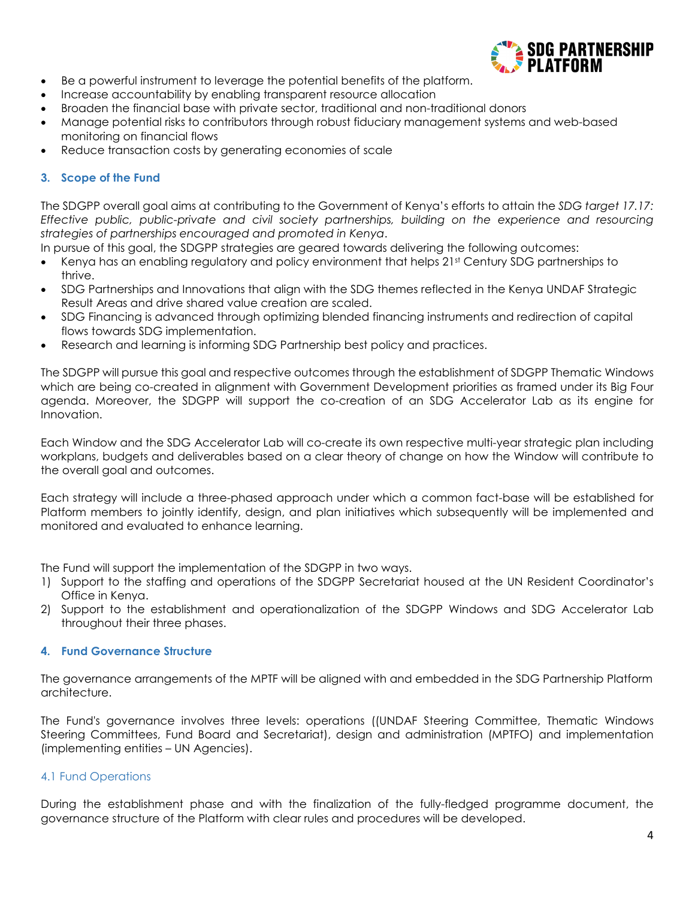- Be a powerful instrument to leverage the potential benefits of the platform.
- Increase accountability by enabling transparent resource allocation
- Broaden the financial base with private sector, traditional and non-traditional donors
- Manage potential risks to contributors through robust fiduciary management systems and web-based monitoring on financial flows
- Reduce transaction costs by generating economies of scale

## 3. Scope of the Fund

The SDGPP overall goal aims at contributing to the Government of Kenya's efforts to attain the *SDG target 17.17: Effective public, public-private and civil society partnerships, building on the experience and resourcing strategies of partnerships encouraged and promoted in Kenya*.

In pursue of this goal, the SDGPP strategies are geared towards delivering the following outcomes:

- Kenya has an enabling regulatory and policy environment that helps 21st Century SDG partnerships to thrive.
- SDG Partnerships and Innovations that align with the SDG themes reflected in the Kenya UNDAF Strategic Result Areas and drive shared value creation are scaled.
- SDG Financing is advanced through optimizing blended financing instruments and redirection of capital flows towards SDG implementation.
- Research and learning is informing SDG Partnership best policy and practices.

The SDGPP will pursue this goal and respective outcomes through the establishment of SDGPP Thematic Windows which are being co-created in alignment with Government Development priorities as framed under its Big Four agenda. Moreover, the SDGPP will support the co-creation of an SDG Accelerator Lab as its engine for Innovation.

Each Window and the SDG Accelerator Lab will co-create its own respective multi-year strategic plan including workplans, budgets and deliverables based on a clear theory of change on how the Window will contribute to the overall goal and outcomes.

Each strategy will include a three-phased approach under which a common fact-base will be established for Platform members to jointly identify, design, and plan initiatives which subsequently will be implemented and monitored and evaluated to enhance learning.

The Fund will support the implementation of the SDGPP in two ways.

1) Support to the staffing and operations of the SDGPP Secretariat housed at the UN Resident Coordinator's Office in Kenya.
2) Support to the establishment and operationalization of the SDGPP Windows and SDG Accelerator Lab throughout their three phases.

## 4. Fund Governance Structure

The governance arrangements of the MPTF will be aligned with and embedded in the SDG Partnership Platform architecture.

The Fund's governance involves three levels: operations ((UNDAF Steering Committee, Thematic Windows Steering Committees, Fund Board and Secretariat), design and administration (MPTFO) and implementation (implementing entities – UN Agencies).

### 4.1 Fund Operations

During the establishment phase and with the finalization of the fully-fledged programme document, the governance structure of the Platform with clear rules and procedures will be developed.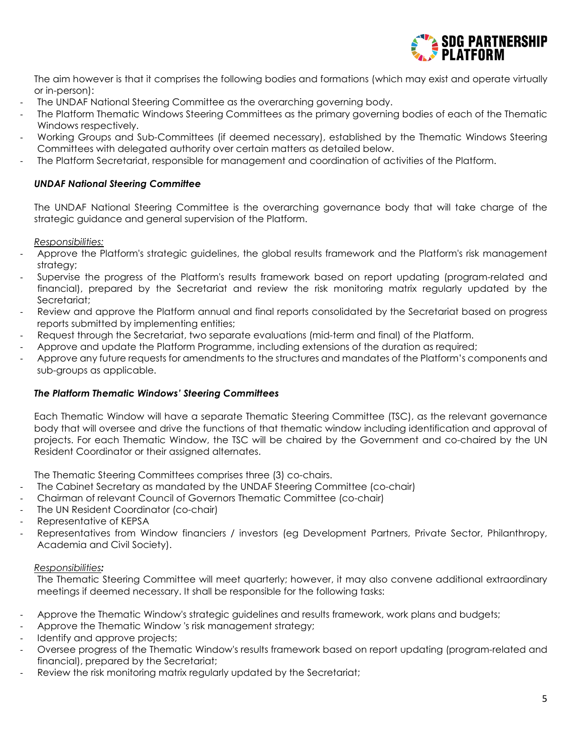The aim however is that it comprises the following bodies and formations (which may exist and operate virtually or in-person):

- The UNDAF National Steering Committee as the overarching governing body.
- The Platform Thematic Windows Steering Committees as the primary governing bodies of each of the Thematic Windows respectively.
- Working Groups and Sub-Committees (if deemed necessary), established by the Thematic Windows Steering Committees with delegated authority over certain matters as detailed below.
- The Platform Secretariat, responsible for management and coordination of activities of the Platform.

***UNDAF National Steering Committee***

The UNDAF National Steering Committee is the overarching governance body that will take charge of the strategic guidance and general supervision of the Platform.

*Responsibilities:*

- Approve the Platform's strategic guidelines, the global results framework and the Platform's risk management strategy;
- Supervise the progress of the Platform's results framework based on report updating (program-related and financial), prepared by the Secretariat and review the risk monitoring matrix regularly updated by the Secretariat;
- Review and approve the Platform annual and final reports consolidated by the Secretariat based on progress reports submitted by implementing entities;
- Request through the Secretariat, two separate evaluations (mid-term and final) of the Platform.
- Approve and update the Platform Programme, including extensions of the duration as required;
- Approve any future requests for amendments to the structures and mandates of the Platform's components and sub-groups as applicable.

***The Platform Thematic Windows' Steering Committees***

Each Thematic Window will have a separate Thematic Steering Committee (TSC), as the relevant governance body that will oversee and drive the functions of that thematic window including identification and approval of projects. For each Thematic Window, the TSC will be chaired by the Government and co-chaired by the UN Resident Coordinator or their assigned alternates.

The Thematic Steering Committees comprises three (3) co-chairs.

- The Cabinet Secretary as mandated by the UNDAF Steering Committee (co-chair)
- Chairman of relevant Council of Governors Thematic Committee (co-chair)
- The UN Resident Coordinator (co-chair)
- Representative of KEPSA
- Representatives from Window financiers / investors (eg Development Partners, Private Sector, Philanthropy, Academia and Civil Society).

*Responsibilities:*

The Thematic Steering Committee will meet quarterly; however, it may also convene additional extraordinary meetings if deemed necessary. It shall be responsible for the following tasks:

- Approve the Thematic Window's strategic guidelines and results framework, work plans and budgets;
- Approve the Thematic Window 's risk management strategy;
- Identify and approve projects;
- Oversee progress of the Thematic Window's results framework based on report updating (program-related and financial), prepared by the Secretariat;
- Review the risk monitoring matrix regularly updated by the Secretariat;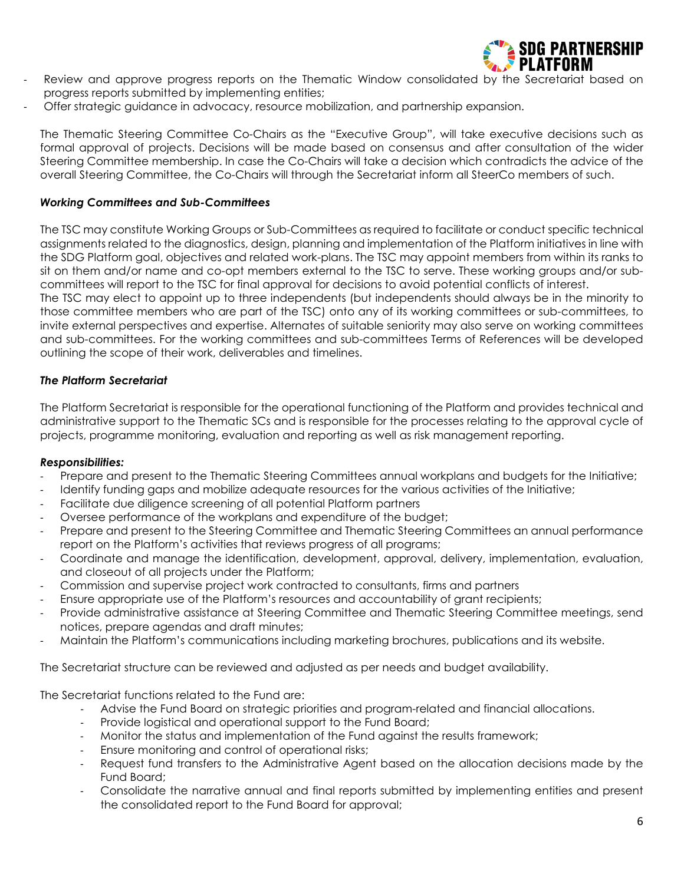- Review and approve progress reports on the Thematic Window consolidated by the Secretariat based on progress reports submitted by implementing entities;
- Offer strategic guidance in advocacy, resource mobilization, and partnership expansion.

The Thematic Steering Committee Co-Chairs as the "Executive Group", will take executive decisions such as formal approval of projects. Decisions will be made based on consensus and after consultation of the wider Steering Committee membership. In case the Co-Chairs will take a decision which contradicts the advice of the overall Steering Committee, the Co-Chairs will through the Secretariat inform all SteerCo members of such.

***Working Committees and Sub-Committees***

The TSC may constitute Working Groups or Sub-Committees as required to facilitate or conduct specific technical assignments related to the diagnostics, design, planning and implementation of the Platform initiatives in line with the SDG Platform goal, objectives and related work-plans. The TSC may appoint members from within its ranks to sit on them and/or name and co-opt members external to the TSC to serve. These working groups and/or sub-committees will report to the TSC for final approval for decisions to avoid potential conflicts of interest.
The TSC may elect to appoint up to three independents (but independents should always be in the minority to those committee members who are part of the TSC) onto any of its working committees or sub-committees, to invite external perspectives and expertise. Alternates of suitable seniority may also serve on working committees and sub-committees. For the working committees and sub-committees Terms of References will be developed outlining the scope of their work, deliverables and timelines.

***The Platform Secretariat***

The Platform Secretariat is responsible for the operational functioning of the Platform and provides technical and administrative support to the Thematic SCs and is responsible for the processes relating to the approval cycle of projects, programme monitoring, evaluation and reporting as well as risk management reporting.

***Responsibilities:***

- Prepare and present to the Thematic Steering Committees annual workplans and budgets for the Initiative;
- Identify funding gaps and mobilize adequate resources for the various activities of the Initiative;
- Facilitate due diligence screening of all potential Platform partners
- Oversee performance of the workplans and expenditure of the budget;
- Prepare and present to the Steering Committee and Thematic Steering Committees an annual performance report on the Platform's activities that reviews progress of all programs;
- Coordinate and manage the identification, development, approval, delivery, implementation, evaluation, and closeout of all projects under the Platform;
- Commission and supervise project work contracted to consultants, firms and partners
- Ensure appropriate use of the Platform's resources and accountability of grant recipients;
- Provide administrative assistance at Steering Committee and Thematic Steering Committee meetings, send notices, prepare agendas and draft minutes;
- Maintain the Platform's communications including marketing brochures, publications and its website.

The Secretariat structure can be reviewed and adjusted as per needs and budget availability.

The Secretariat functions related to the Fund are:

- Advise the Fund Board on strategic priorities and program-related and financial allocations.
- Provide logistical and operational support to the Fund Board;
- Monitor the status and implementation of the Fund against the results framework;
- Ensure monitoring and control of operational risks;
- Request fund transfers to the Administrative Agent based on the allocation decisions made by the Fund Board;
- Consolidate the narrative annual and final reports submitted by implementing entities and present the consolidated report to the Fund Board for approval;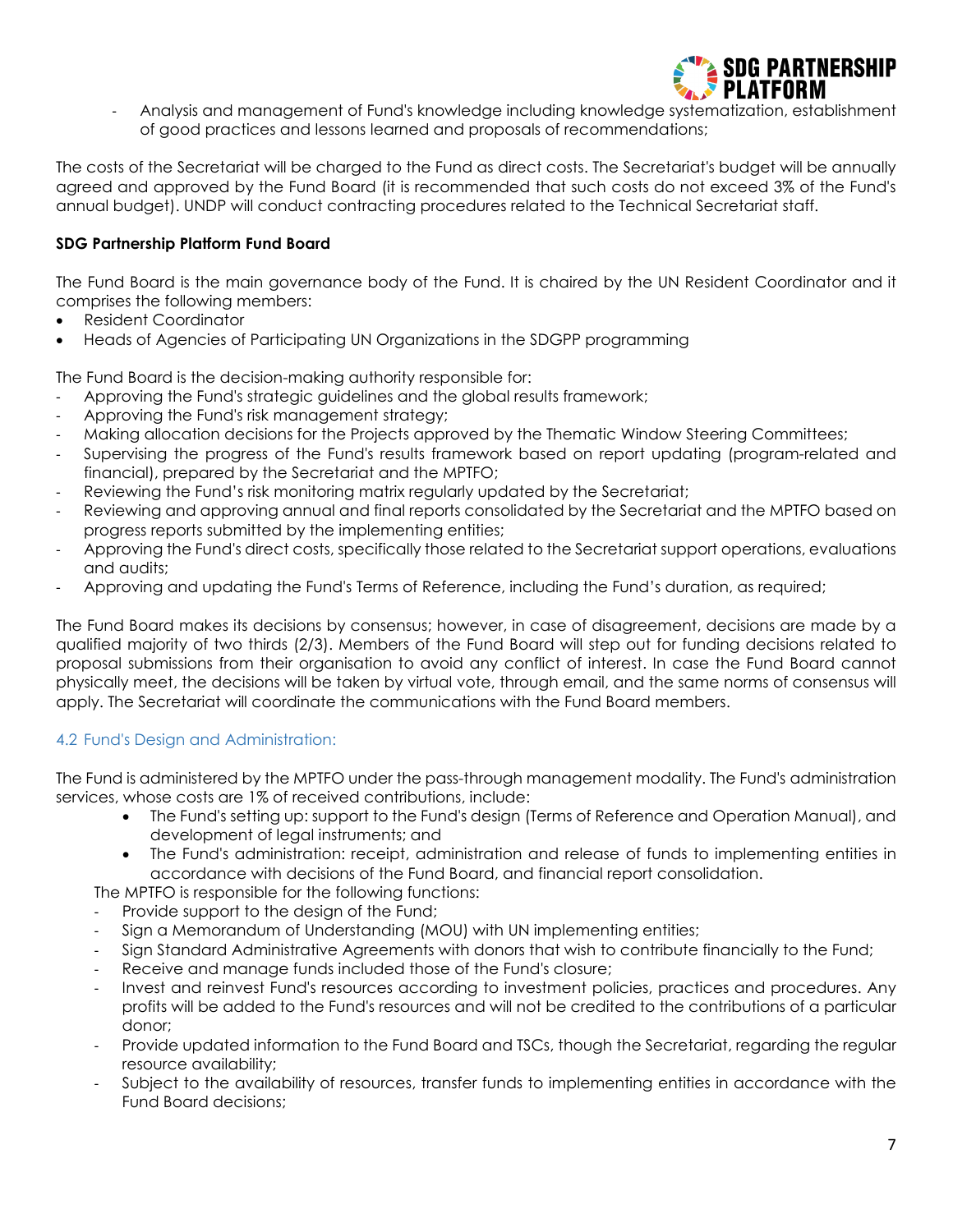- Analysis and management of Fund's knowledge including knowledge systematization, establishment of good practices and lessons learned and proposals of recommendations;

The costs of the Secretariat will be charged to the Fund as direct costs. The Secretariat's budget will be annually agreed and approved by the Fund Board (it is recommended that such costs do not exceed 3% of the Fund's annual budget). UNDP will conduct contracting procedures related to the Technical Secretariat staff.

**SDG Partnership Platform Fund Board**

The Fund Board is the main governance body of the Fund. It is chaired by the UN Resident Coordinator and it comprises the following members:

- Resident Coordinator
- Heads of Agencies of Participating UN Organizations in the SDGPP programming

The Fund Board is the decision-making authority responsible for:

- Approving the Fund's strategic guidelines and the global results framework;
- Approving the Fund's risk management strategy;
- Making allocation decisions for the Projects approved by the Thematic Window Steering Committees;
- Supervising the progress of the Fund's results framework based on report updating (program-related and financial), prepared by the Secretariat and the MPTFO;
- Reviewing the Fund's risk monitoring matrix regularly updated by the Secretariat;
- Reviewing and approving annual and final reports consolidated by the Secretariat and the MPTFO based on progress reports submitted by the implementing entities;
- Approving the Fund's direct costs, specifically those related to the Secretariat support operations, evaluations and audits;
- Approving and updating the Fund's Terms of Reference, including the Fund's duration, as required;

The Fund Board makes its decisions by consensus; however, in case of disagreement, decisions are made by a qualified majority of two thirds (2/3). Members of the Fund Board will step out for funding decisions related to proposal submissions from their organisation to avoid any conflict of interest. In case the Fund Board cannot physically meet, the decisions will be taken by virtual vote, through email, and the same norms of consensus will apply. The Secretariat will coordinate the communications with the Fund Board members.

### 4.2 Fund's Design and Administration:

The Fund is administered by the MPTFO under the pass-through management modality. The Fund's administration services, whose costs are 1% of received contributions, include:

- The Fund's setting up: support to the Fund's design (Terms of Reference and Operation Manual), and development of legal instruments; and
- The Fund's administration: receipt, administration and release of funds to implementing entities in accordance with decisions of the Fund Board, and financial report consolidation.

The MPTFO is responsible for the following functions:

- Provide support to the design of the Fund;
- Sign a Memorandum of Understanding (MOU) with UN implementing entities;
- Sign Standard Administrative Agreements with donors that wish to contribute financially to the Fund;
- Receive and manage funds included those of the Fund's closure;
- Invest and reinvest Fund's resources according to investment policies, practices and procedures. Any profits will be added to the Fund's resources and will not be credited to the contributions of a particular donor;
- Provide updated information to the Fund Board and TSCs, though the Secretariat, regarding the regular resource availability;
- Subject to the availability of resources, transfer funds to implementing entities in accordance with the Fund Board decisions;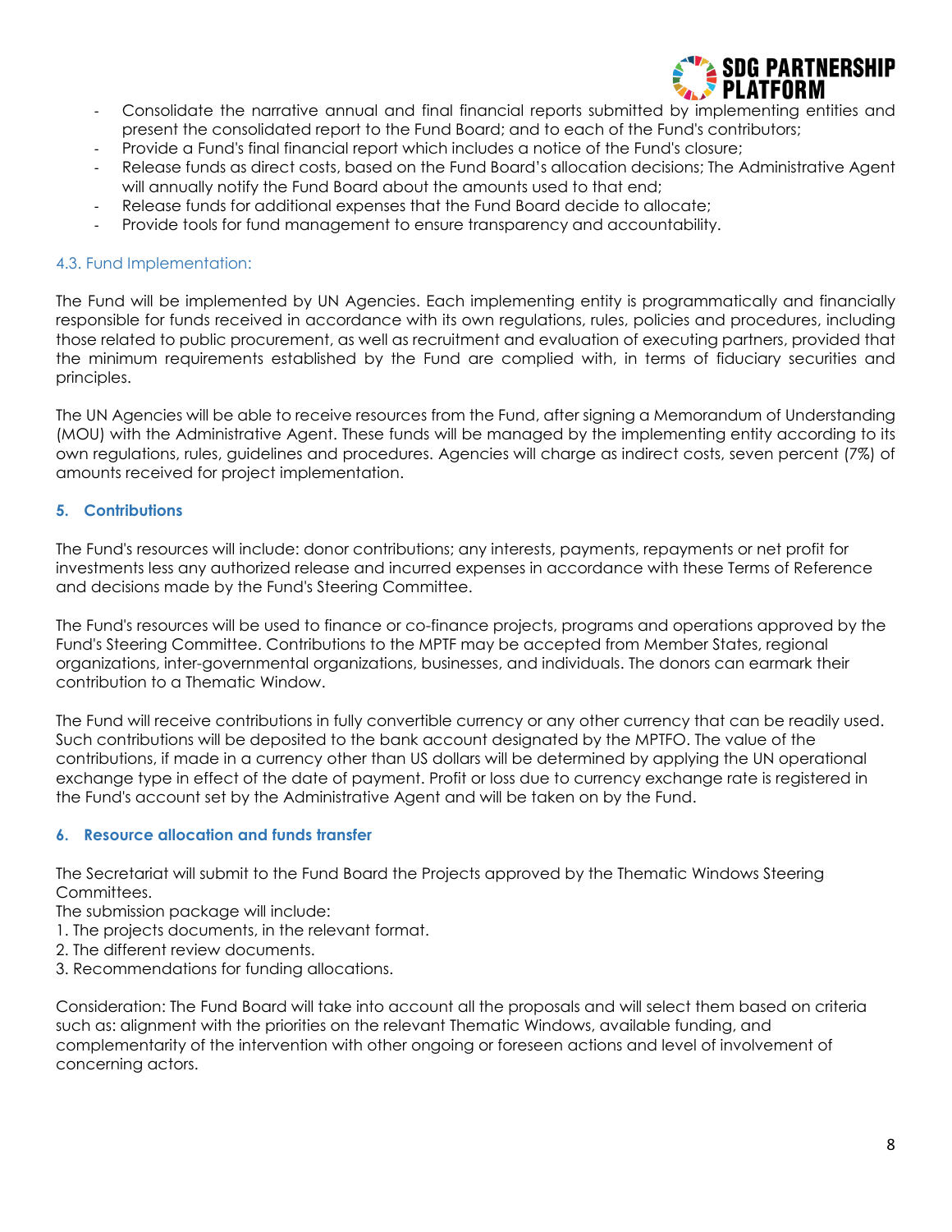- Consolidate the narrative annual and final financial reports submitted by implementing entities and present the consolidated report to the Fund Board; and to each of the Fund's contributors;
- Provide a Fund's final financial report which includes a notice of the Fund's closure;
- Release funds as direct costs, based on the Fund Board's allocation decisions; The Administrative Agent will annually notify the Fund Board about the amounts used to that end;
- Release funds for additional expenses that the Fund Board decide to allocate;
- Provide tools for fund management to ensure transparency and accountability.

### 4.3. Fund Implementation:

The Fund will be implemented by UN Agencies. Each implementing entity is programmatically and financially responsible for funds received in accordance with its own regulations, rules, policies and procedures, including those related to public procurement, as well as recruitment and evaluation of executing partners, provided that the minimum requirements established by the Fund are complied with, in terms of fiduciary securities and principles.

The UN Agencies will be able to receive resources from the Fund, after signing a Memorandum of Understanding (MOU) with the Administrative Agent. These funds will be managed by the implementing entity according to its own regulations, rules, guidelines and procedures. Agencies will charge as indirect costs, seven percent (7%) of amounts received for project implementation.

## 5. Contributions

The Fund's resources will include: donor contributions; any interests, payments, repayments or net profit for investments less any authorized release and incurred expenses in accordance with these Terms of Reference and decisions made by the Fund's Steering Committee.

The Fund's resources will be used to finance or co-finance projects, programs and operations approved by the Fund's Steering Committee. Contributions to the MPTF may be accepted from Member States, regional organizations, inter-governmental organizations, businesses, and individuals. The donors can earmark their contribution to a Thematic Window.

The Fund will receive contributions in fully convertible currency or any other currency that can be readily used. Such contributions will be deposited to the bank account designated by the MPTFO. The value of the contributions, if made in a currency other than US dollars will be determined by applying the UN operational exchange type in effect of the date of payment. Profit or loss due to currency exchange rate is registered in the Fund's account set by the Administrative Agent and will be taken on by the Fund.

## 6. Resource allocation and funds transfer

The Secretariat will submit to the Fund Board the Projects approved by the Thematic Windows Steering Committees.

The submission package will include:

1. The projects documents, in the relevant format.
2. The different review documents.
3. Recommendations for funding allocations.

Consideration: The Fund Board will take into account all the proposals and will select them based on criteria such as: alignment with the priorities on the relevant Thematic Windows, available funding, and complementarity of the intervention with other ongoing or foreseen actions and level of involvement of concerning actors.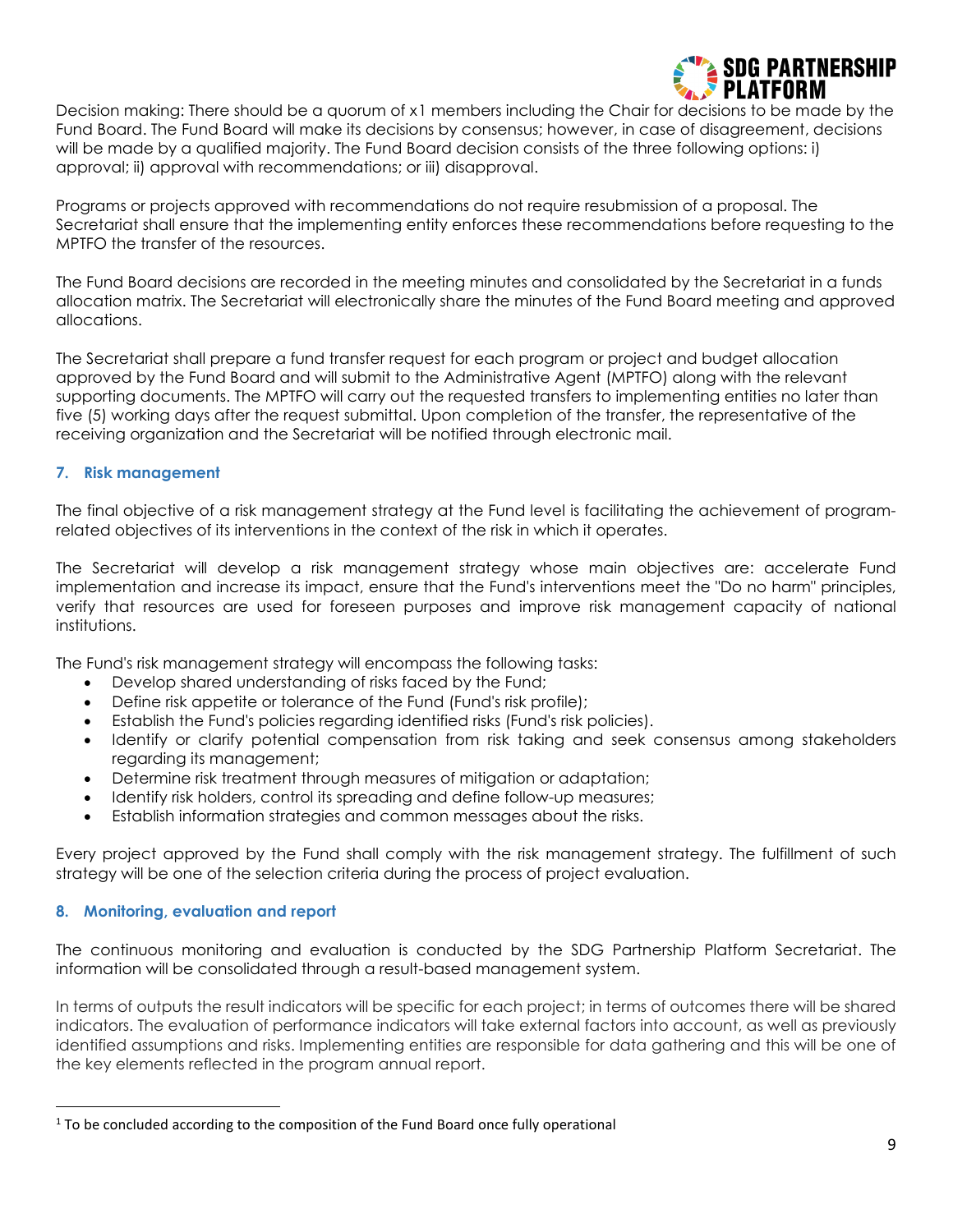Decision making: There should be a quorum of x[1] members including the Chair for decisions to be made by the Fund Board. The Fund Board will make its decisions by consensus; however, in case of disagreement, decisions will be made by a qualified majority. The Fund Board decision consists of the three following options: i) approval; ii) approval with recommendations; or iii) disapproval.

Programs or projects approved with recommendations do not require resubmission of a proposal. The Secretariat shall ensure that the implementing entity enforces these recommendations before requesting to the MPTFO the transfer of the resources.

The Fund Board decisions are recorded in the meeting minutes and consolidated by the Secretariat in a funds allocation matrix. The Secretariat will electronically share the minutes of the Fund Board meeting and approved allocations.

The Secretariat shall prepare a fund transfer request for each program or project and budget allocation approved by the Fund Board and will submit to the Administrative Agent (MPTFO) along with the relevant supporting documents. The MPTFO will carry out the requested transfers to implementing entities no later than five (5) working days after the request submittal. Upon completion of the transfer, the representative of the receiving organization and the Secretariat will be notified through electronic mail.

## 7. Risk management

The final objective of a risk management strategy at the Fund level is facilitating the achievement of program-related objectives of its interventions in the context of the risk in which it operates.

The Secretariat will develop a risk management strategy whose main objectives are: accelerate Fund implementation and increase its impact, ensure that the Fund's interventions meet the "Do no harm" principles, verify that resources are used for foreseen purposes and improve risk management capacity of national institutions.

The Fund's risk management strategy will encompass the following tasks:

- Develop shared understanding of risks faced by the Fund;
- Define risk appetite or tolerance of the Fund (Fund's risk profile);
- Establish the Fund's policies regarding identified risks (Fund's risk policies).
- Identify or clarify potential compensation from risk taking and seek consensus among stakeholders regarding its management;
- Determine risk treatment through measures of mitigation or adaptation;
- Identify risk holders, control its spreading and define follow-up measures;
- Establish information strategies and common messages about the risks.

Every project approved by the Fund shall comply with the risk management strategy. The fulfillment of such strategy will be one of the selection criteria during the process of project evaluation.

## 8. Monitoring, evaluation and report

The continuous monitoring and evaluation is conducted by the SDG Partnership Platform Secretariat. The information will be consolidated through a result-based management system.

In terms of outputs the result indicators will be specific for each project; in terms of outcomes there will be shared indicators. The evaluation of performance indicators will take external factors into account, as well as previously identified assumptions and risks. Implementing entities are responsible for data gathering and this will be one of the key elements reflected in the program annual report.

---

[1] To be concluded according to the composition of the Fund Board once fully operational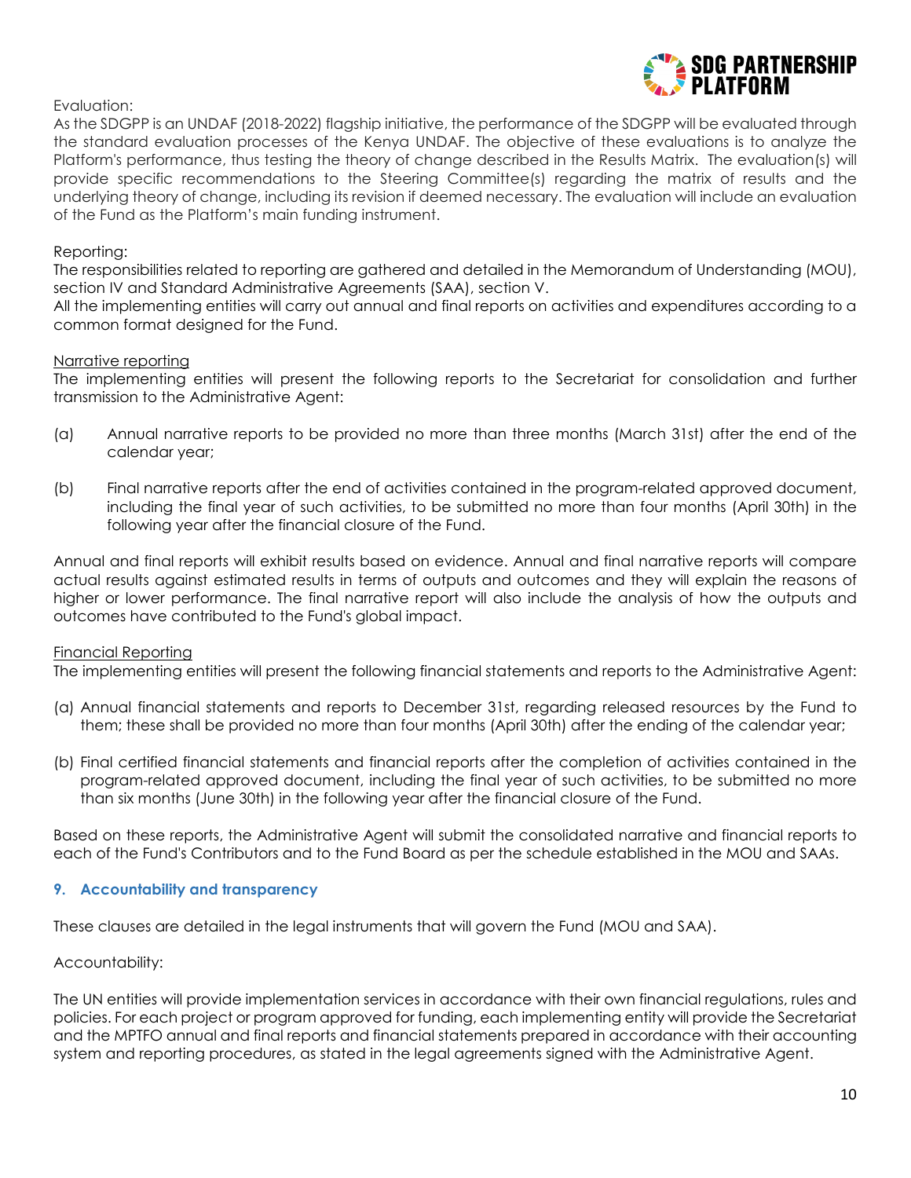Evaluation:

As the SDGPP is an UNDAF (2018-2022) flagship initiative, the performance of the SDGPP will be evaluated through the standard evaluation processes of the Kenya UNDAF. The objective of these evaluations is to analyze the Platform's performance, thus testing the theory of change described in the Results Matrix. The evaluation(s) will provide specific recommendations to the Steering Committee(s) regarding the matrix of results and the underlying theory of change, including its revision if deemed necessary. The evaluation will include an evaluation of the Fund as the Platform's main funding instrument.

Reporting:

The responsibilities related to reporting are gathered and detailed in the Memorandum of Understanding (MOU), section IV and Standard Administrative Agreements (SAA), section V.

All the implementing entities will carry out annual and final reports on activities and expenditures according to a common format designed for the Fund.

<u>Narrative reporting</u>

The implementing entities will present the following reports to the Secretariat for consolidation and further transmission to the Administrative Agent:

(a) Annual narrative reports to be provided no more than three months (March 31st) after the end of the calendar year;

(b) Final narrative reports after the end of activities contained in the program-related approved document, including the final year of such activities, to be submitted no more than four months (April 30th) in the following year after the financial closure of the Fund.

Annual and final reports will exhibit results based on evidence. Annual and final narrative reports will compare actual results against estimated results in terms of outputs and outcomes and they will explain the reasons of higher or lower performance. The final narrative report will also include the analysis of how the outputs and outcomes have contributed to the Fund's global impact.

<u>Financial Reporting</u>

The implementing entities will present the following financial statements and reports to the Administrative Agent:

(a) Annual financial statements and reports to December 31st, regarding released resources by the Fund to them; these shall be provided no more than four months (April 30th) after the ending of the calendar year;

(b) Final certified financial statements and financial reports after the completion of activities contained in the program-related approved document, including the final year of such activities, to be submitted no more than six months (June 30th) in the following year after the financial closure of the Fund.

Based on these reports, the Administrative Agent will submit the consolidated narrative and financial reports to each of the Fund's Contributors and to the Fund Board as per the schedule established in the MOU and SAAs.

## 9. Accountability and transparency

These clauses are detailed in the legal instruments that will govern the Fund (MOU and SAA).

Accountability:

The UN entities will provide implementation services in accordance with their own financial regulations, rules and policies. For each project or program approved for funding, each implementing entity will provide the Secretariat and the MPTFO annual and final reports and financial statements prepared in accordance with their accounting system and reporting procedures, as stated in the legal agreements signed with the Administrative Agent.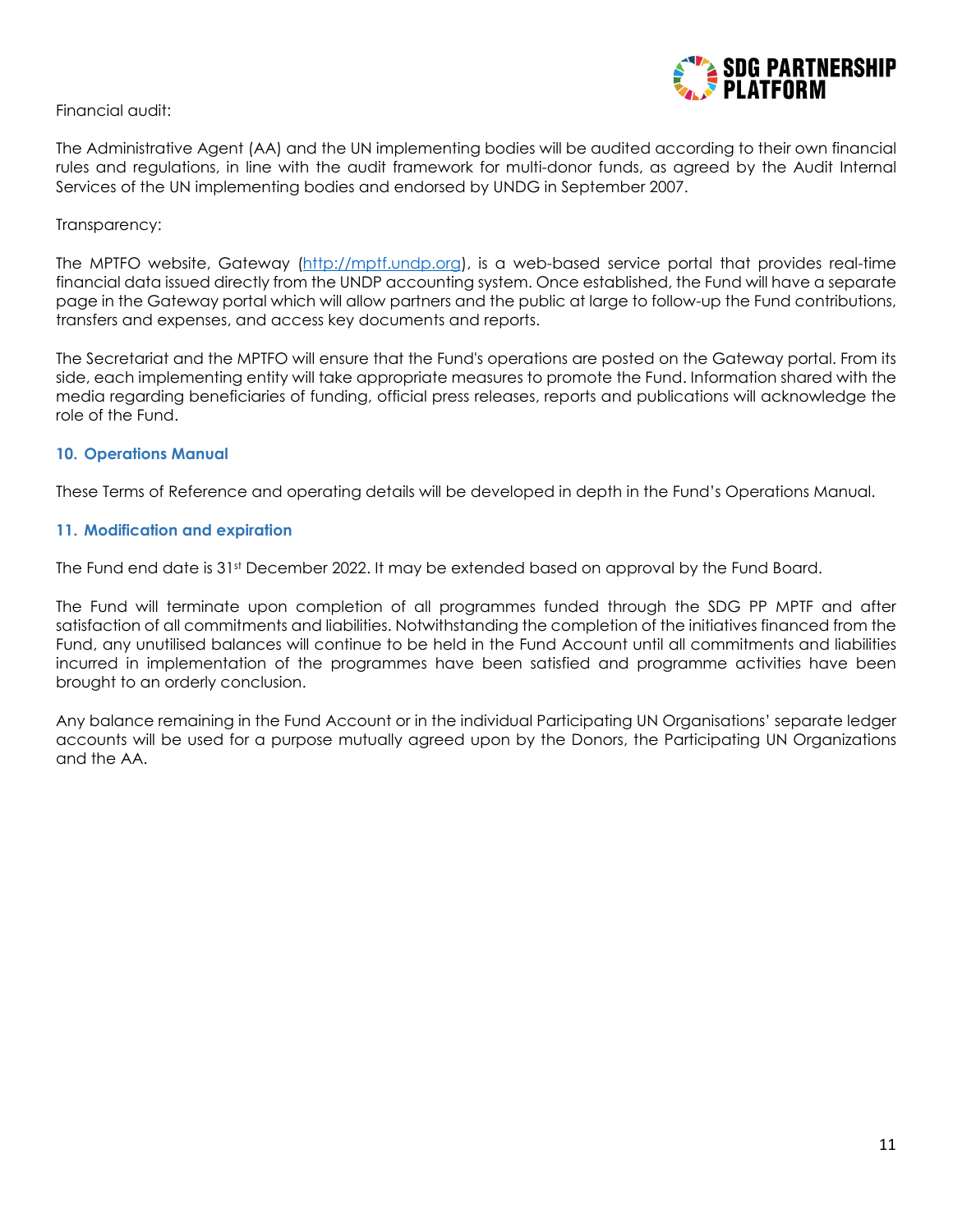Financial audit:

The Administrative Agent (AA) and the UN implementing bodies will be audited according to their own financial rules and regulations, in line with the audit framework for multi-donor funds, as agreed by the Audit Internal Services of the UN implementing bodies and endorsed by UNDG in September 2007.

Transparency:

The MPTFO website, Gateway (http://mptf.undp.org), is a web-based service portal that provides real-time financial data issued directly from the UNDP accounting system. Once established, the Fund will have a separate page in the Gateway portal which will allow partners and the public at large to follow-up the Fund contributions, transfers and expenses, and access key documents and reports.

The Secretariat and the MPTFO will ensure that the Fund's operations are posted on the Gateway portal. From its side, each implementing entity will take appropriate measures to promote the Fund. Information shared with the media regarding beneficiaries of funding, official press releases, reports and publications will acknowledge the role of the Fund.

### 10. Operations Manual

These Terms of Reference and operating details will be developed in depth in the Fund's Operations Manual.

### 11. Modification and expiration

The Fund end date is 31st December 2022. It may be extended based on approval by the Fund Board.

The Fund will terminate upon completion of all programmes funded through the SDG PP MPTF and after satisfaction of all commitments and liabilities. Notwithstanding the completion of the initiatives financed from the Fund, any unutilised balances will continue to be held in the Fund Account until all commitments and liabilities incurred in implementation of the programmes have been satisfied and programme activities have been brought to an orderly conclusion.

Any balance remaining in the Fund Account or in the individual Participating UN Organisations' separate ledger accounts will be used for a purpose mutually agreed upon by the Donors, the Participating UN Organizations and the AA.